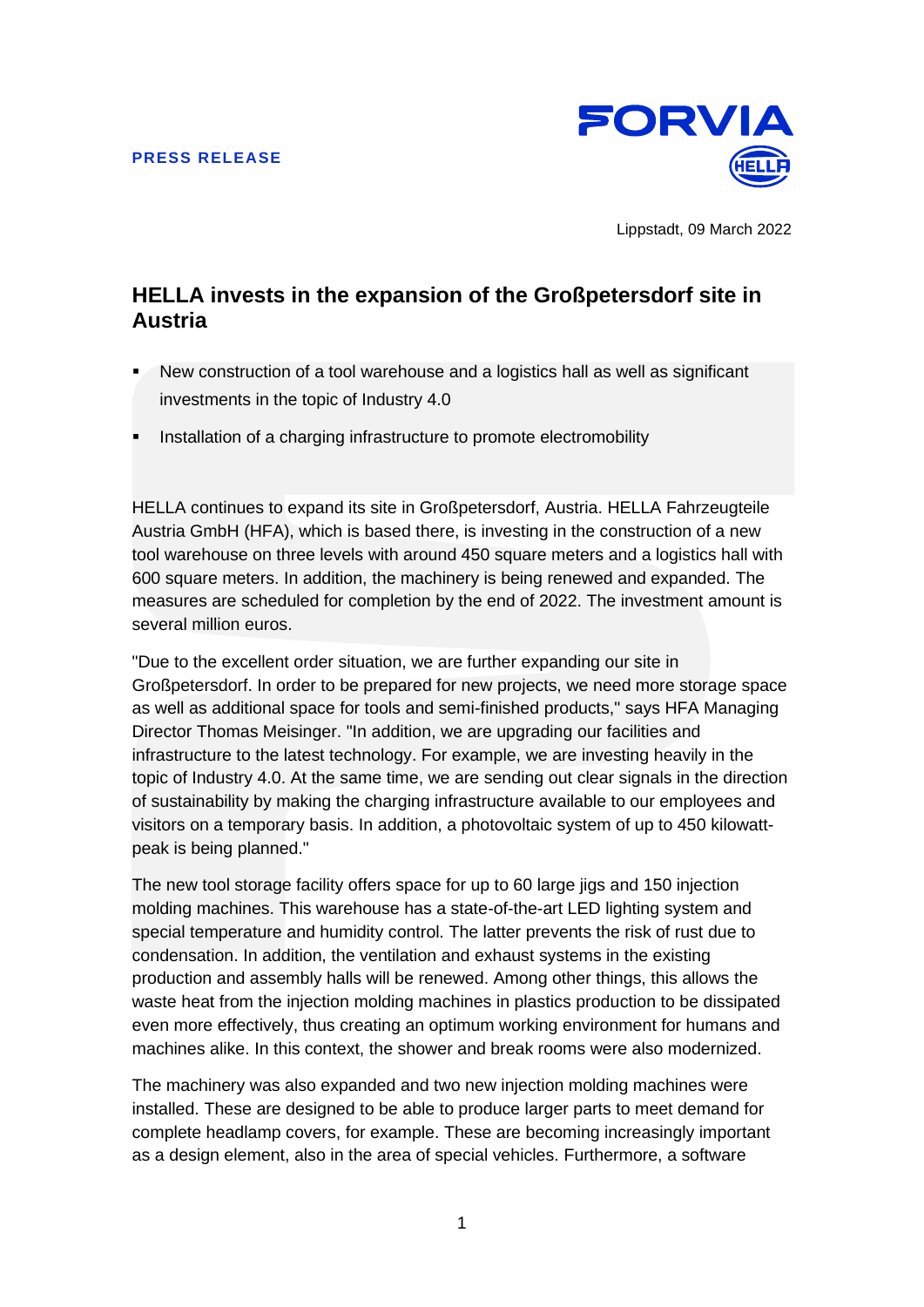**PRESS RELEASE**

FORVIA HELLA

Lippstadt, 09 March 2022

# HELLA invests in the expansion of the Großpetersdorf site in Austria

- New construction of a tool warehouse and a logistics hall as well as significant investments in the topic of Industry 4.0
- Installation of a charging infrastructure to promote electromobility

HELLA continues to expand its site in Großpetersdorf, Austria. HELLA Fahrzeugteile Austria GmbH (HFA), which is based there, is investing in the construction of a new tool warehouse on three levels with around 450 square meters and a logistics hall with 600 square meters. In addition, the machinery is being renewed and expanded. The measures are scheduled for completion by the end of 2022. The investment amount is several million euros.

"Due to the excellent order situation, we are further expanding our site in Großpetersdorf. In order to be prepared for new projects, we need more storage space as well as additional space for tools and semi-finished products," says HFA Managing Director Thomas Meisinger. "In addition, we are upgrading our facilities and infrastructure to the latest technology. For example, we are investing heavily in the topic of Industry 4.0. At the same time, we are sending out clear signals in the direction of sustainability by making the charging infrastructure available to our employees and visitors on a temporary basis. In addition, a photovoltaic system of up to 450 kilowatt-peak is being planned."

The new tool storage facility offers space for up to 60 large jigs and 150 injection molding machines. This warehouse has a state-of-the-art LED lighting system and special temperature and humidity control. The latter prevents the risk of rust due to condensation. In addition, the ventilation and exhaust systems in the existing production and assembly halls will be renewed. Among other things, this allows the waste heat from the injection molding machines in plastics production to be dissipated even more effectively, thus creating an optimum working environment for humans and machines alike. In this context, the shower and break rooms were also modernized.

The machinery was also expanded and two new injection molding machines were installed. These are designed to be able to produce larger parts to meet demand for complete headlamp covers, for example. These are becoming increasingly important as a design element, also in the area of special vehicles. Furthermore, a software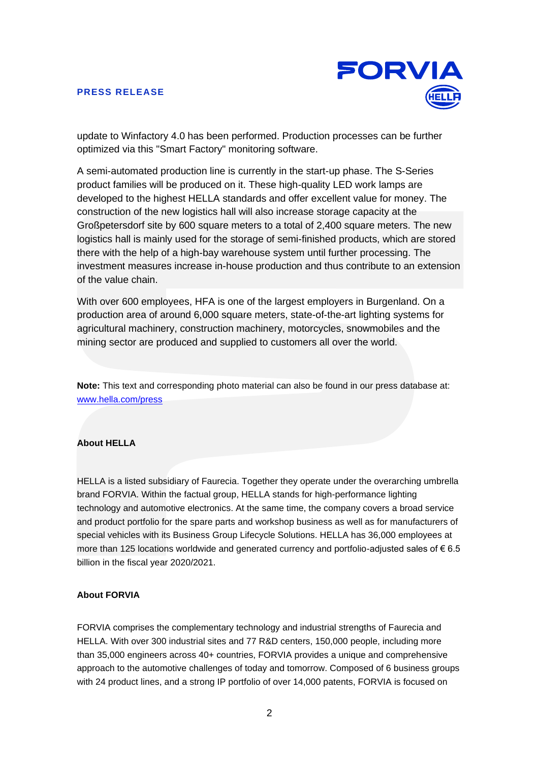update to Winfactory 4.0 has been performed. Production processes can be further optimized via this "Smart Factory" monitoring software.

A semi-automated production line is currently in the start-up phase. The S-Series product families will be produced on it. These high-quality LED work lamps are developed to the highest HELLA standards and offer excellent value for money. The construction of the new logistics hall will also increase storage capacity at the Großpetersdorf site by 600 square meters to a total of 2,400 square meters. The new logistics hall is mainly used for the storage of semi-finished products, which are stored there with the help of a high-bay warehouse system until further processing. The investment measures increase in-house production and thus contribute to an extension of the value chain.

With over 600 employees, HFA is one of the largest employers in Burgenland. On a production area of around 6,000 square meters, state-of-the-art lighting systems for agricultural machinery, construction machinery, motorcycles, snowmobiles and the mining sector are produced and supplied to customers all over the world.

**Note:** This text and corresponding photo material can also be found in our press database at: [www.hella.com/press](www.hella.com/press)

**About HELLA**

HELLA is a listed subsidiary of Faurecia. Together they operate under the overarching umbrella brand FORVIA. Within the factual group, HELLA stands for high-performance lighting technology and automotive electronics. At the same time, the company covers a broad service and product portfolio for the spare parts and workshop business as well as for manufacturers of special vehicles with its Business Group Lifecycle Solutions. HELLA has 36,000 employees at more than 125 locations worldwide and generated currency and portfolio-adjusted sales of € 6.5 billion in the fiscal year 2020/2021.

**About FORVIA**

FORVIA comprises the complementary technology and industrial strengths of Faurecia and HELLA. With over 300 industrial sites and 77 R&D centers, 150,000 people, including more than 35,000 engineers across 40+ countries, FORVIA provides a unique and comprehensive approach to the automotive challenges of today and tomorrow. Composed of 6 business groups with 24 product lines, and a strong IP portfolio of over 14,000 patents, FORVIA is focused on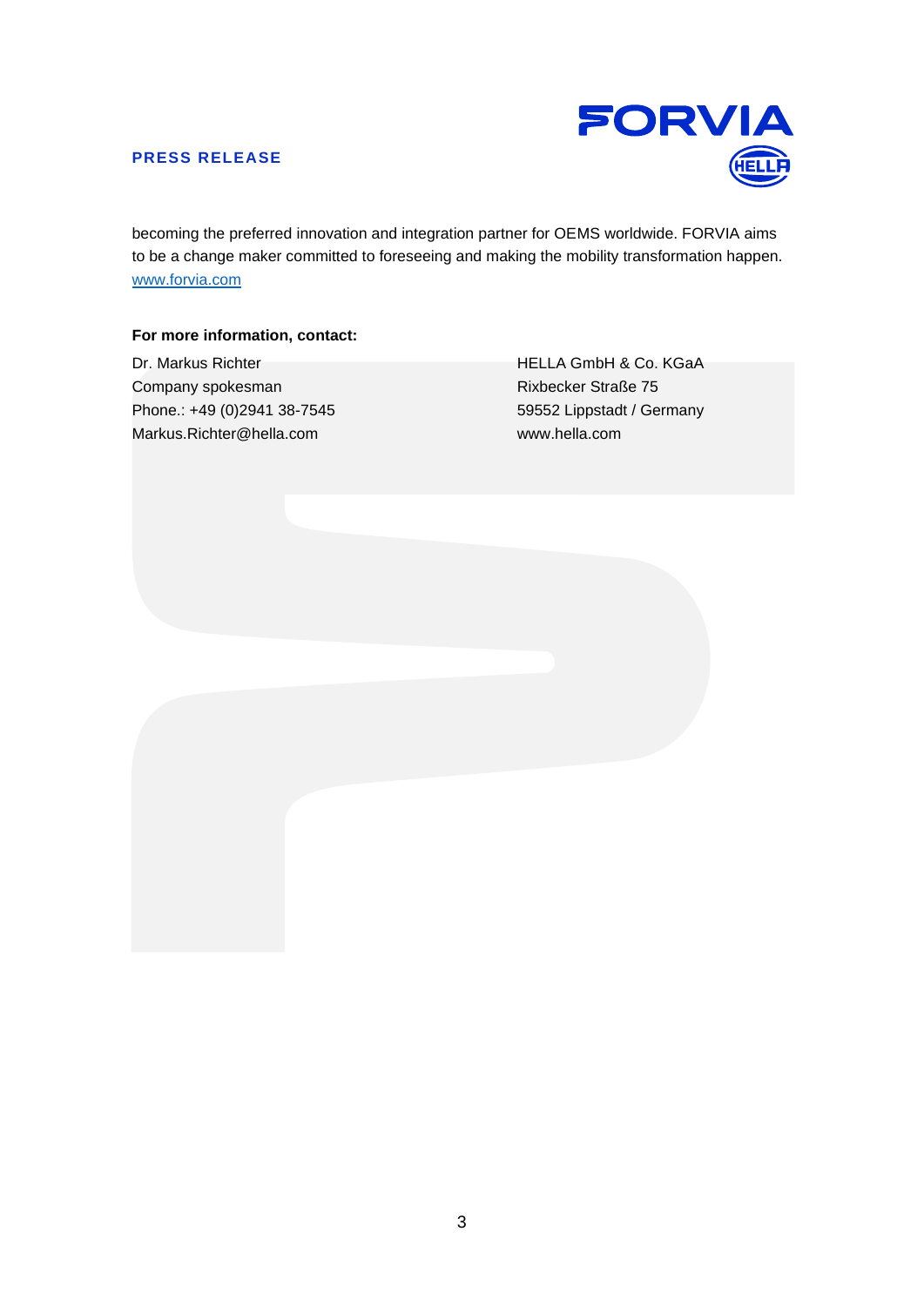becoming the preferred innovation and integration partner for OEMS worldwide. FORVIA aims to be a change maker committed to foreseeing and making the mobility transformation happen. [www.forvia.com](http://www.forvia.com)

**For more information, contact:**

Dr. Markus Richter
Company spokesman
Phone.: +49 (0)2941 38-7545
Markus.Richter@hella.com

HELLA GmbH & Co. KGaA
Rixbecker Straße 75
59552 Lippstadt / Germany
www.hella.com